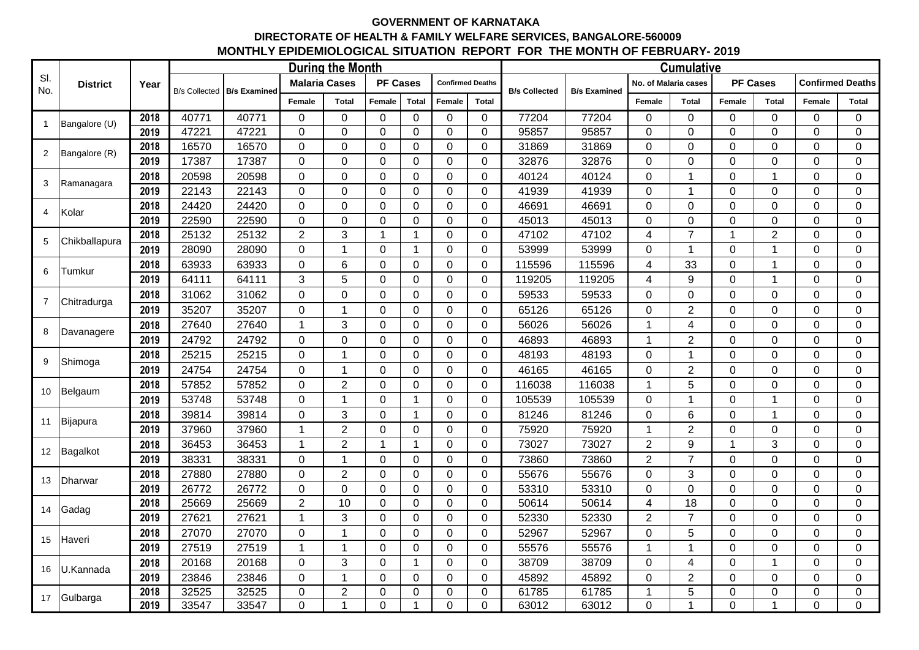**GOVERNMENT OF KARNATAKA**

**DIRECTORATE OF HEALTH & FAMILY WELFARE SERVICES, BANGALORE-560009**

**MONTHLY EPIDEMIOLOGICAL SITUATION REPORT FOR THE MONTH OF FEBRUARY- 2019**

| Sl. No. | District | Year | During the Month | | | | | | | | Cumulative | | | | | | | |
|---|---|---|---|---|---|---|---|---|---|---|---|---|---|---|---|---|---|---|
| | | | B/s Collected | B/s Examined | Malaria Cases | | PF Cases | | Confirmed Deaths | | B/s Collected | B/s Examined | No. of Malaria cases | | PF Cases | | Confirmed Deaths | |
| | | | | | Female | Total | Female | Total | Female | Total | | | Female | Total | Female | Total | Female | Total |
| 1 | Bangalore (U) | 2018 | 40771 | 40771 | 0 | 0 | 0 | 0 | 0 | 0 | 77204 | 77204 | 0 | 0 | 0 | 0 | 0 | 0 |
| | | 2019 | 47221 | 47221 | 0 | 0 | 0 | 0 | 0 | 0 | 95857 | 95857 | 0 | 0 | 0 | 0 | 0 | 0 |
| 2 | Bangalore (R) | 2018 | 16570 | 16570 | 0 | 0 | 0 | 0 | 0 | 0 | 31869 | 31869 | 0 | 0 | 0 | 0 | 0 | 0 |
| | | 2019 | 17387 | 17387 | 0 | 0 | 0 | 0 | 0 | 0 | 32876 | 32876 | 0 | 0 | 0 | 0 | 0 | 0 |
| 3 | Ramanagara | 2018 | 20598 | 20598 | 0 | 0 | 0 | 0 | 0 | 0 | 40124 | 40124 | 0 | 1 | 0 | 1 | 0 | 0 |
| | | 2019 | 22143 | 22143 | 0 | 0 | 0 | 0 | 0 | 0 | 41939 | 41939 | 0 | 1 | 0 | 0 | 0 | 0 |
| 4 | Kolar | 2018 | 24420 | 24420 | 0 | 0 | 0 | 0 | 0 | 0 | 46691 | 46691 | 0 | 0 | 0 | 0 | 0 | 0 |
| | | 2019 | 22590 | 22590 | 0 | 0 | 0 | 0 | 0 | 0 | 45013 | 45013 | 0 | 0 | 0 | 0 | 0 | 0 |
| 5 | Chikballapura | 2018 | 25132 | 25132 | 2 | 3 | 1 | 1 | 0 | 0 | 47102 | 47102 | 4 | 7 | 1 | 2 | 0 | 0 |
| | | 2019 | 28090 | 28090 | 0 | 1 | 0 | 1 | 0 | 0 | 53999 | 53999 | 0 | 1 | 0 | 1 | 0 | 0 |
| 6 | Tumkur | 2018 | 63933 | 63933 | 0 | 6 | 0 | 0 | 0 | 0 | 115596 | 115596 | 4 | 33 | 0 | 1 | 0 | 0 |
| | | 2019 | 64111 | 64111 | 3 | 5 | 0 | 0 | 0 | 0 | 119205 | 119205 | 4 | 9 | 0 | 1 | 0 | 0 |
| 7 | Chitradurga | 2018 | 31062 | 31062 | 0 | 0 | 0 | 0 | 0 | 0 | 59533 | 59533 | 0 | 0 | 0 | 0 | 0 | 0 |
| | | 2019 | 35207 | 35207 | 0 | 1 | 0 | 0 | 0 | 0 | 65126 | 65126 | 0 | 2 | 0 | 0 | 0 | 0 |
| 8 | Davanagere | 2018 | 27640 | 27640 | 1 | 3 | 0 | 0 | 0 | 0 | 56026 | 56026 | 1 | 4 | 0 | 0 | 0 | 0 |
| | | 2019 | 24792 | 24792 | 0 | 0 | 0 | 0 | 0 | 0 | 46893 | 46893 | 1 | 2 | 0 | 0 | 0 | 0 |
| 9 | Shimoga | 2018 | 25215 | 25215 | 0 | 1 | 0 | 0 | 0 | 0 | 48193 | 48193 | 0 | 1 | 0 | 0 | 0 | 0 |
| | | 2019 | 24754 | 24754 | 0 | 1 | 0 | 0 | 0 | 0 | 46165 | 46165 | 0 | 2 | 0 | 0 | 0 | 0 |
| 10 | Belgaum | 2018 | 57852 | 57852 | 0 | 2 | 0 | 0 | 0 | 0 | 116038 | 116038 | 1 | 5 | 0 | 0 | 0 | 0 |
| | | 2019 | 53748 | 53748 | 0 | 1 | 0 | 1 | 0 | 0 | 105539 | 105539 | 0 | 1 | 0 | 1 | 0 | 0 |
| 11 | Bijapura | 2018 | 39814 | 39814 | 0 | 3 | 0 | 1 | 0 | 0 | 81246 | 81246 | 0 | 6 | 0 | 1 | 0 | 0 |
| | | 2019 | 37960 | 37960 | 1 | 2 | 0 | 0 | 0 | 0 | 75920 | 75920 | 1 | 2 | 0 | 0 | 0 | 0 |
| 12 | Bagalkot | 2018 | 36453 | 36453 | 1 | 2 | 1 | 1 | 0 | 0 | 73027 | 73027 | 2 | 9 | 1 | 3 | 0 | 0 |
| | | 2019 | 38331 | 38331 | 0 | 1 | 0 | 0 | 0 | 0 | 73860 | 73860 | 2 | 7 | 0 | 0 | 0 | 0 |
| 13 | Dharwar | 2018 | 27880 | 27880 | 0 | 2 | 0 | 0 | 0 | 0 | 55676 | 55676 | 0 | 3 | 0 | 0 | 0 | 0 |
| | | 2019 | 26772 | 26772 | 0 | 0 | 0 | 0 | 0 | 0 | 53310 | 53310 | 0 | 0 | 0 | 0 | 0 | 0 |
| 14 | Gadag | 2018 | 25669 | 25669 | 2 | 10 | 0 | 0 | 0 | 0 | 50614 | 50614 | 4 | 18 | 0 | 0 | 0 | 0 |
| | | 2019 | 27621 | 27621 | 1 | 3 | 0 | 0 | 0 | 0 | 52330 | 52330 | 2 | 7 | 0 | 0 | 0 | 0 |
| 15 | Haveri | 2018 | 27070 | 27070 | 0 | 1 | 0 | 0 | 0 | 0 | 52967 | 52967 | 0 | 5 | 0 | 0 | 0 | 0 |
| | | 2019 | 27519 | 27519 | 1 | 1 | 0 | 0 | 0 | 0 | 55576 | 55576 | 1 | 1 | 0 | 0 | 0 | 0 |
| 16 | U.Kannada | 2018 | 20168 | 20168 | 0 | 3 | 0 | 1 | 0 | 0 | 38709 | 38709 | 0 | 4 | 0 | 1 | 0 | 0 |
| | | 2019 | 23846 | 23846 | 0 | 1 | 0 | 0 | 0 | 0 | 45892 | 45892 | 0 | 2 | 0 | 0 | 0 | 0 |
| 17 | Gulbarga | 2018 | 32525 | 32525 | 0 | 2 | 0 | 0 | 0 | 0 | 61785 | 61785 | 1 | 5 | 0 | 0 | 0 | 0 |
| | | 2019 | 33547 | 33547 | 0 | 1 | 0 | 1 | 0 | 0 | 63012 | 63012 | 0 | 1 | 0 | 1 | 0 | 0 |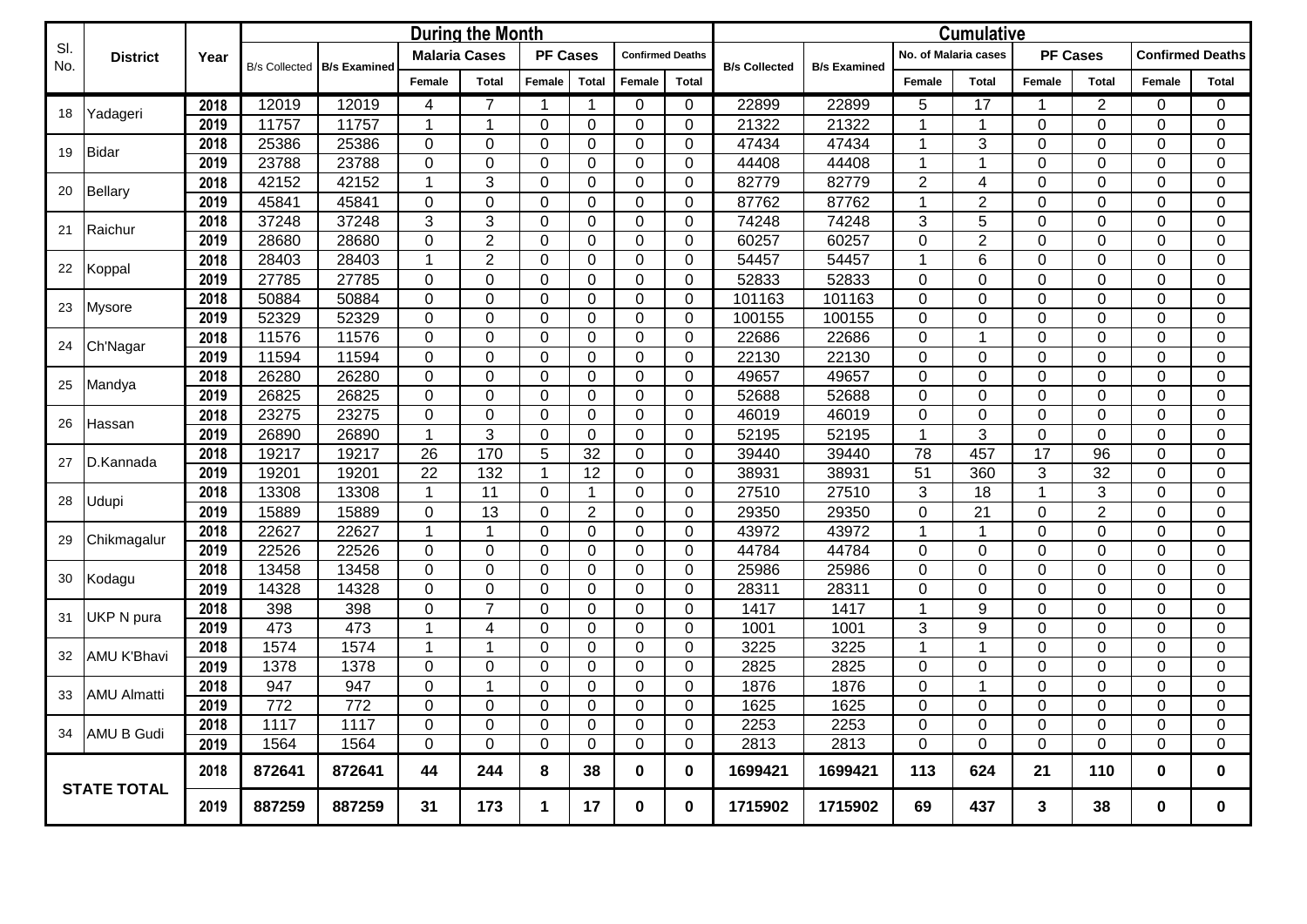| Sl. No. | District | Year | During the Month | | | | | | | | | | Cumulative | | | | | | | | |
|---|---|---|---|---|---|---|---|---|---|---|---|---|---|---|---|---|---|---|---|---|---|
| | | | B/s Collected | B/s Examined | Malaria Cases | | PF Cases | | Confirmed Deaths | | B/s Collected | B/s Examined | No. of Malaria cases | | PF Cases | | Confirmed Deaths | |
| | | | | | Female | Total | Female | Total | Female | Total | | | Female | Total | Female | Total | Female | Total |
| 18 | Yadageri | 2018 | 12019 | 12019 | 4 | 7 | 1 | 1 | 0 | 0 | 22899 | 22899 | 5 | 17 | 1 | 2 | 0 | 0 |
| | | 2019 | 11757 | 11757 | 1 | 1 | 0 | 0 | 0 | 0 | 21322 | 21322 | 1 | 1 | 0 | 0 | 0 | 0 |
| 19 | Bidar | 2018 | 25386 | 25386 | 0 | 0 | 0 | 0 | 0 | 0 | 47434 | 47434 | 1 | 3 | 0 | 0 | 0 | 0 |
| | | 2019 | 23788 | 23788 | 0 | 0 | 0 | 0 | 0 | 0 | 44408 | 44408 | 1 | 1 | 0 | 0 | 0 | 0 |
| 20 | Bellary | 2018 | 42152 | 42152 | 1 | 3 | 0 | 0 | 0 | 0 | 82779 | 82779 | 2 | 4 | 0 | 0 | 0 | 0 |
| | | 2019 | 45841 | 45841 | 0 | 0 | 0 | 0 | 0 | 0 | 87762 | 87762 | 1 | 2 | 0 | 0 | 0 | 0 |
| 21 | Raichur | 2018 | 37248 | 37248 | 3 | 3 | 0 | 0 | 0 | 0 | 74248 | 74248 | 3 | 5 | 0 | 0 | 0 | 0 |
| | | 2019 | 28680 | 28680 | 0 | 2 | 0 | 0 | 0 | 0 | 60257 | 60257 | 0 | 2 | 0 | 0 | 0 | 0 |
| 22 | Koppal | 2018 | 28403 | 28403 | 1 | 2 | 0 | 0 | 0 | 0 | 54457 | 54457 | 1 | 6 | 0 | 0 | 0 | 0 |
| | | 2019 | 27785 | 27785 | 0 | 0 | 0 | 0 | 0 | 0 | 52833 | 52833 | 0 | 0 | 0 | 0 | 0 | 0 |
| 23 | Mysore | 2018 | 50884 | 50884 | 0 | 0 | 0 | 0 | 0 | 0 | 101163 | 101163 | 0 | 0 | 0 | 0 | 0 | 0 |
| | | 2019 | 52329 | 52329 | 0 | 0 | 0 | 0 | 0 | 0 | 100155 | 100155 | 0 | 0 | 0 | 0 | 0 | 0 |
| 24 | Ch'Nagar | 2018 | 11576 | 11576 | 0 | 0 | 0 | 0 | 0 | 0 | 22686 | 22686 | 0 | 1 | 0 | 0 | 0 | 0 |
| | | 2019 | 11594 | 11594 | 0 | 0 | 0 | 0 | 0 | 0 | 22130 | 22130 | 0 | 0 | 0 | 0 | 0 | 0 |
| 25 | Mandya | 2018 | 26280 | 26280 | 0 | 0 | 0 | 0 | 0 | 0 | 49657 | 49657 | 0 | 0 | 0 | 0 | 0 | 0 |
| | | 2019 | 26825 | 26825 | 0 | 0 | 0 | 0 | 0 | 0 | 52688 | 52688 | 0 | 0 | 0 | 0 | 0 | 0 |
| 26 | Hassan | 2018 | 23275 | 23275 | 0 | 0 | 0 | 0 | 0 | 0 | 46019 | 46019 | 0 | 0 | 0 | 0 | 0 | 0 |
| | | 2019 | 26890 | 26890 | 1 | 3 | 0 | 0 | 0 | 0 | 52195 | 52195 | 1 | 3 | 0 | 0 | 0 | 0 |
| 27 | D.Kannada | 2018 | 19217 | 19217 | 26 | 170 | 5 | 32 | 0 | 0 | 39440 | 39440 | 78 | 457 | 17 | 96 | 0 | 0 |
| | | 2019 | 19201 | 19201 | 22 | 132 | 1 | 12 | 0 | 0 | 38931 | 38931 | 51 | 360 | 3 | 32 | 0 | 0 |
| 28 | Udupi | 2018 | 13308 | 13308 | 1 | 11 | 0 | 1 | 0 | 0 | 27510 | 27510 | 3 | 18 | 1 | 3 | 0 | 0 |
| | | 2019 | 15889 | 15889 | 0 | 13 | 0 | 2 | 0 | 0 | 29350 | 29350 | 0 | 21 | 0 | 2 | 0 | 0 |
| 29 | Chikmagalur | 2018 | 22627 | 22627 | 1 | 1 | 0 | 0 | 0 | 0 | 43972 | 43972 | 1 | 1 | 0 | 0 | 0 | 0 |
| | | 2019 | 22526 | 22526 | 0 | 0 | 0 | 0 | 0 | 0 | 44784 | 44784 | 0 | 0 | 0 | 0 | 0 | 0 |
| 30 | Kodagu | 2018 | 13458 | 13458 | 0 | 0 | 0 | 0 | 0 | 0 | 25986 | 25986 | 0 | 0 | 0 | 0 | 0 | 0 |
| | | 2019 | 14328 | 14328 | 0 | 0 | 0 | 0 | 0 | 0 | 28311 | 28311 | 0 | 0 | 0 | 0 | 0 | 0 |
| 31 | UKP N pura | 2018 | 398 | 398 | 0 | 7 | 0 | 0 | 0 | 0 | 1417 | 1417 | 1 | 9 | 0 | 0 | 0 | 0 |
| | | 2019 | 473 | 473 | 1 | 4 | 0 | 0 | 0 | 0 | 1001 | 1001 | 3 | 9 | 0 | 0 | 0 | 0 |
| 32 | AMU K'Bhavi | 2018 | 1574 | 1574 | 1 | 1 | 0 | 0 | 0 | 0 | 3225 | 3225 | 1 | 1 | 0 | 0 | 0 | 0 |
| | | 2019 | 1378 | 1378 | 0 | 0 | 0 | 0 | 0 | 0 | 2825 | 2825 | 0 | 0 | 0 | 0 | 0 | 0 |
| 33 | AMU Almatti | 2018 | 947 | 947 | 0 | 1 | 0 | 0 | 0 | 0 | 1876 | 1876 | 0 | 1 | 0 | 0 | 0 | 0 |
| | | 2019 | 772 | 772 | 0 | 0 | 0 | 0 | 0 | 0 | 1625 | 1625 | 0 | 0 | 0 | 0 | 0 | 0 |
| 34 | AMU B Gudi | 2018 | 1117 | 1117 | 0 | 0 | 0 | 0 | 0 | 0 | 2253 | 2253 | 0 | 0 | 0 | 0 | 0 | 0 |
| | | 2019 | 1564 | 1564 | 0 | 0 | 0 | 0 | 0 | 0 | 2813 | 2813 | 0 | 0 | 0 | 0 | 0 | 0 |
| **STATE TOTAL** | | 2018 | **872641** | **872641** | **44** | **244** | **8** | **38** | **0** | **0** | **1699421** | **1699421** | **113** | **624** | **21** | **110** | **0** | **0** |
| | | 2019 | **887259** | **887259** | **31** | **173** | **1** | **17** | **0** | **0** | **1715902** | **1715902** | **69** | **437** | **3** | **38** | **0** | **0** |